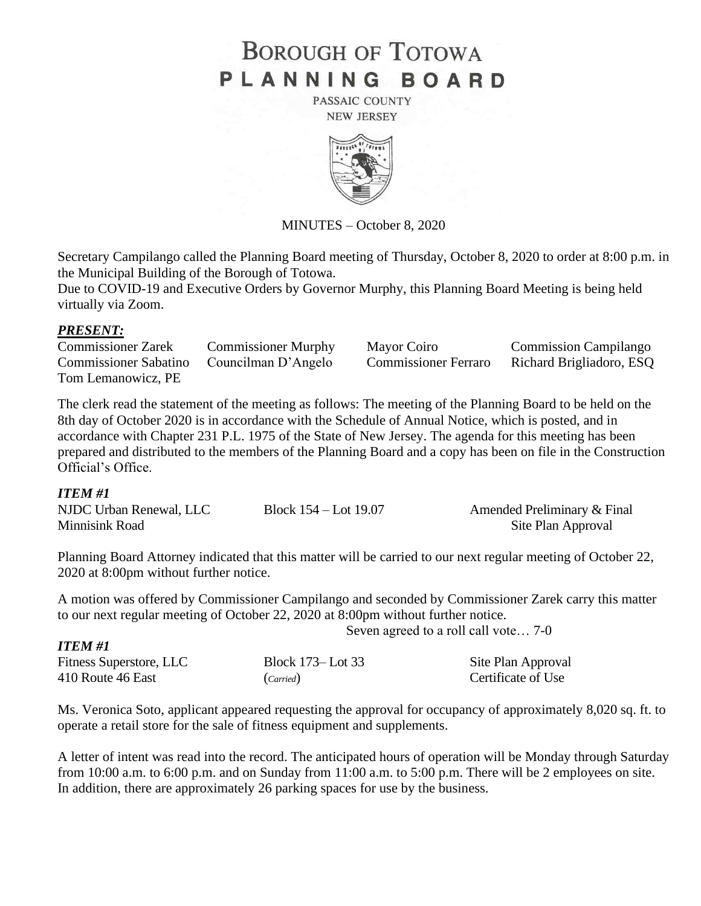# BOROUGH OF TOTOWA

# PLANNING BOARD

PASSAIC COUNTY

NEW JERSEY

MINUTES – October 8, 2020

Secretary Campilango called the Planning Board meeting of Thursday, October 8, 2020 to order at 8:00 p.m. in the Municipal Building of the Borough of Totowa.

Due to COVID-19 and Executive Orders by Governor Murphy, this Planning Board Meeting is being held virtually via Zoom.

***PRESENT:***

| | | | |
|---|---|---|---|
| Commissioner Zarek | Commissioner Murphy | Mayor Coiro | Commission Campilango |
| Commissioner Sabatino | Councilman D'Angelo | Commissioner Ferraro | Richard Brigliadoro, ESQ |
| Tom Lemanowicz, PE | | | |

The clerk read the statement of the meeting as follows: The meeting of the Planning Board to be held on the 8th day of October 2020 is in accordance with the Schedule of Annual Notice, which is posted, and in accordance with Chapter 231 P.L. 1975 of the State of New Jersey. The agenda for this meeting has been prepared and distributed to the members of the Planning Board and a copy has been on file in the Construction Official's Office.

***ITEM #1***

| | | |
|---|---|---|
| NJDC Urban Renewal, LLC | Block 154 – Lot 19.07 | Amended Preliminary & Final |
| Minnisink Road | | Site Plan Approval |

Planning Board Attorney indicated that this matter will be carried to our next regular meeting of October 22, 2020 at 8:00pm without further notice.

A motion was offered by Commissioner Campilango and seconded by Commissioner Zarek carry this matter to our next regular meeting of October 22, 2020 at 8:00pm without further notice.

Seven agreed to a roll call vote… 7-0

***ITEM #1***

| | | |
|---|---|---|
| Fitness Superstore, LLC | Block 173– Lot 33 | Site Plan Approval |
| 410 Route 46 East | (*Carried*) | Certificate of Use |

Ms. Veronica Soto, applicant appeared requesting the approval for occupancy of approximately 8,020 sq. ft. to operate a retail store for the sale of fitness equipment and supplements.

A letter of intent was read into the record. The anticipated hours of operation will be Monday through Saturday from 10:00 a.m. to 6:00 p.m. and on Sunday from 11:00 a.m. to 5:00 p.m. There will be 2 employees on site. In addition, there are approximately 26 parking spaces for use by the business.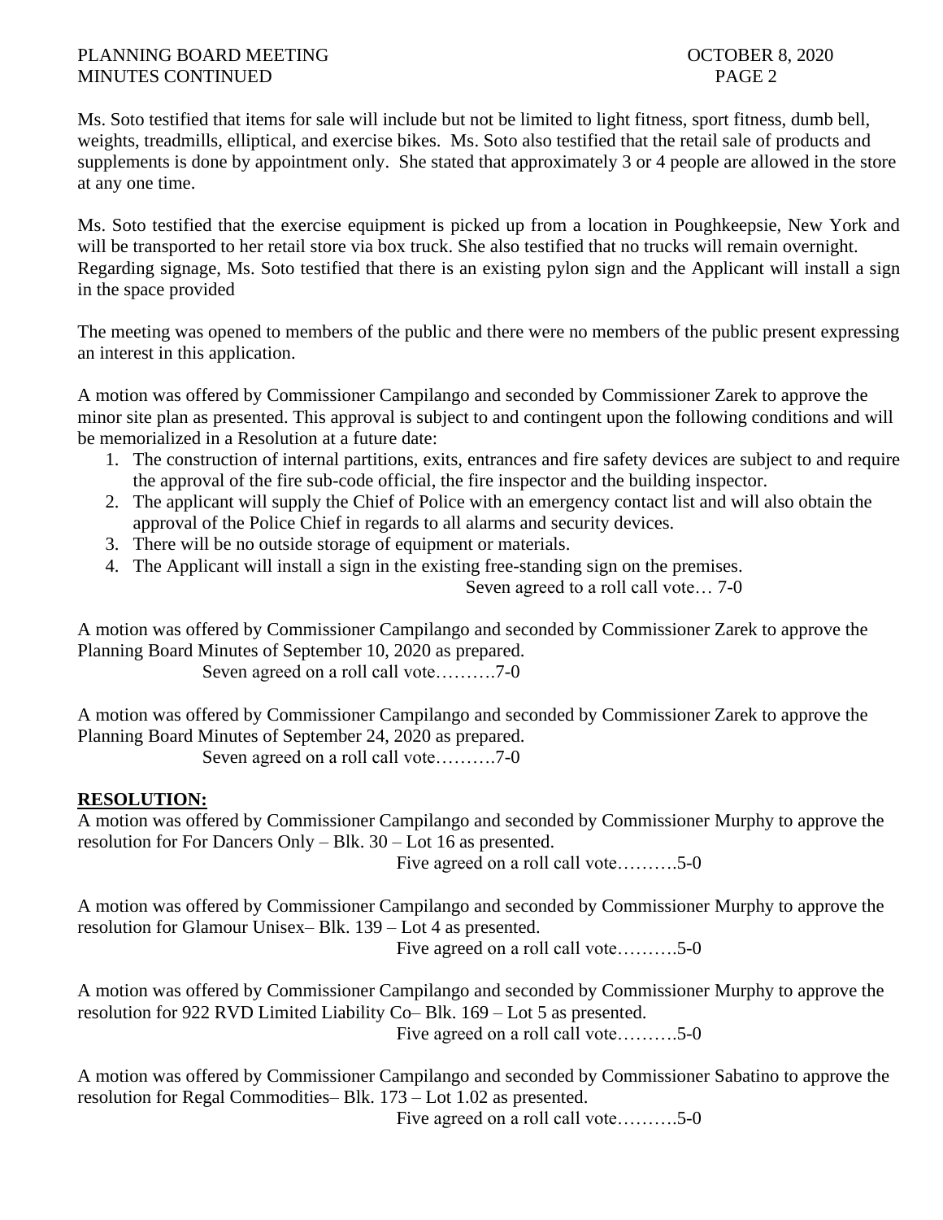Ms. Soto testified that items for sale will include but not be limited to light fitness, sport fitness, dumb bell, weights, treadmills, elliptical, and exercise bikes. Ms. Soto also testified that the retail sale of products and supplements is done by appointment only. She stated that approximately 3 or 4 people are allowed in the store at any one time.

Ms. Soto testified that the exercise equipment is picked up from a location in Poughkeepsie, New York and will be transported to her retail store via box truck. She also testified that no trucks will remain overnight. Regarding signage, Ms. Soto testified that there is an existing pylon sign and the Applicant will install a sign in the space provided

The meeting was opened to members of the public and there were no members of the public present expressing an interest in this application.

A motion was offered by Commissioner Campilango and seconded by Commissioner Zarek to approve the minor site plan as presented. This approval is subject to and contingent upon the following conditions and will be memorialized in a Resolution at a future date:

1. The construction of internal partitions, exits, entrances and fire safety devices are subject to and require the approval of the fire sub-code official, the fire inspector and the building inspector.
2. The applicant will supply the Chief of Police with an emergency contact list and will also obtain the approval of the Police Chief in regards to all alarms and security devices.
3. There will be no outside storage of equipment or materials.
4. The Applicant will install a sign in the existing free-standing sign on the premises.

Seven agreed to a roll call vote… 7-0

A motion was offered by Commissioner Campilango and seconded by Commissioner Zarek to approve the Planning Board Minutes of September 10, 2020 as prepared.

Seven agreed on a roll call vote……….7-0

A motion was offered by Commissioner Campilango and seconded by Commissioner Zarek to approve the Planning Board Minutes of September 24, 2020 as prepared.

Seven agreed on a roll call vote……….7-0

**RESOLUTION:**

A motion was offered by Commissioner Campilango and seconded by Commissioner Murphy to approve the resolution for For Dancers Only – Blk. 30 – Lot 16 as presented.

Five agreed on a roll call vote……….5-0

A motion was offered by Commissioner Campilango and seconded by Commissioner Murphy to approve the resolution for Glamour Unisex– Blk. 139 – Lot 4 as presented.

Five agreed on a roll call vote……….5-0

A motion was offered by Commissioner Campilango and seconded by Commissioner Murphy to approve the resolution for 922 RVD Limited Liability Co– Blk. 169 – Lot 5 as presented.

Five agreed on a roll call vote……….5-0

A motion was offered by Commissioner Campilango and seconded by Commissioner Sabatino to approve the resolution for Regal Commodities– Blk. 173 – Lot 1.02 as presented.

Five agreed on a roll call vote……….5-0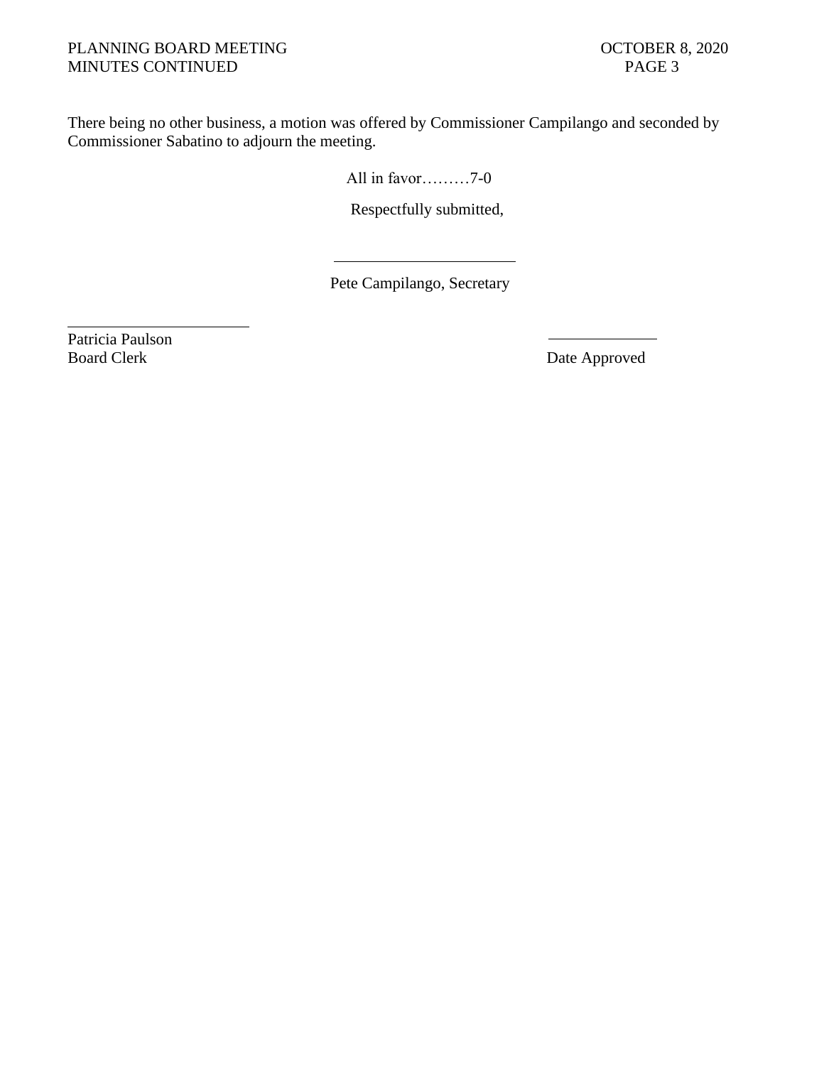There being no other business, a motion was offered by Commissioner Campilango and seconded by Commissioner Sabatino to adjourn the meeting.

All in favor………7-0

Respectfully submitted,

\_\_\_\_\_\_\_\_\_\_\_\_\_\_\_\_\_\_\_\_\_\_\_\_

Pete Campilango, Secretary

\_\_\_\_\_\_\_\_\_\_\_\_\_\_\_\_\_\_\_\_\_\_\_\_

Patricia Paulson
Board Clerk

\_\_\_\_\_\_\_\_\_\_\_\_\_\_

Date Approved